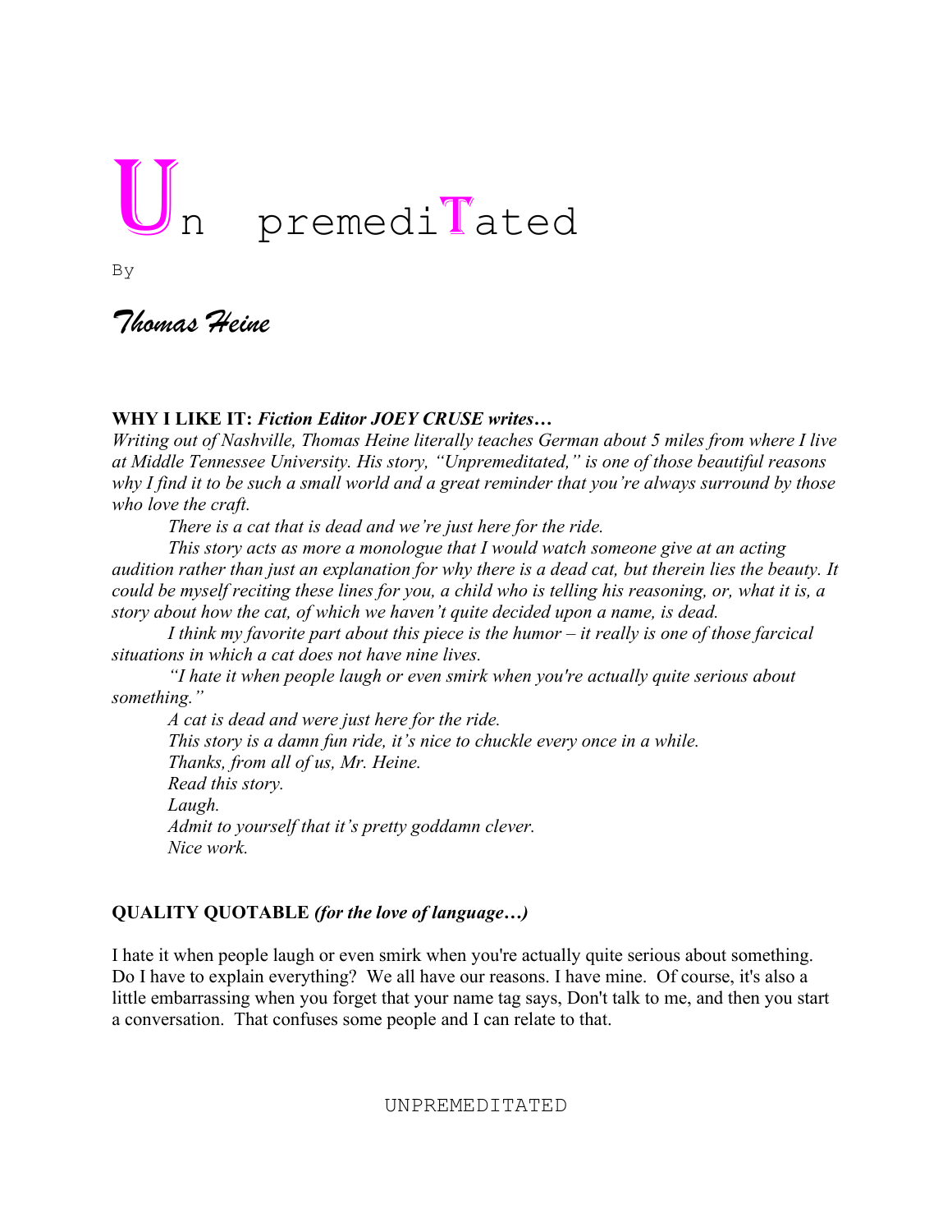# Un premediTated

By

*Thomas Heine*

**WHY I LIKE IT:** ***Fiction Editor JOEY CRUSE writes…***

*Writing out of Nashville, Thomas Heine literally teaches German about 5 miles from where I live at Middle Tennessee University. His story, "Unpremeditated," is one of those beautiful reasons why I find it to be such a small world and a great reminder that you're always surround by those who love the craft.*

*There is a cat that is dead and we're just here for the ride.*

*This story acts as more a monologue that I would watch someone give at an acting audition rather than just an explanation for why there is a dead cat, but therein lies the beauty. It could be myself reciting these lines for you, a child who is telling his reasoning, or, what it is, a story about how the cat, of which we haven't quite decided upon a name, is dead.*

*I think my favorite part about this piece is the humor – it really is one of those farcical situations in which a cat does not have nine lives.*

*"I hate it when people laugh or even smirk when you're actually quite serious about something."*

*A cat is dead and were just here for the ride.*

*This story is a damn fun ride, it's nice to chuckle every once in a while.*

*Thanks, from all of us, Mr. Heine.*

*Read this story.*

*Laugh.*

*Admit to yourself that it's pretty goddamn clever.*

*Nice work.*

**QUALITY QUOTABLE** ***(for the love of language…)***

I hate it when people laugh or even smirk when you're actually quite serious about something. Do I have to explain everything? We all have our reasons. I have mine. Of course, it's also a little embarrassing when you forget that your name tag says, Don't talk to me, and then you start a conversation. That confuses some people and I can relate to that.

UNPREMEDITATED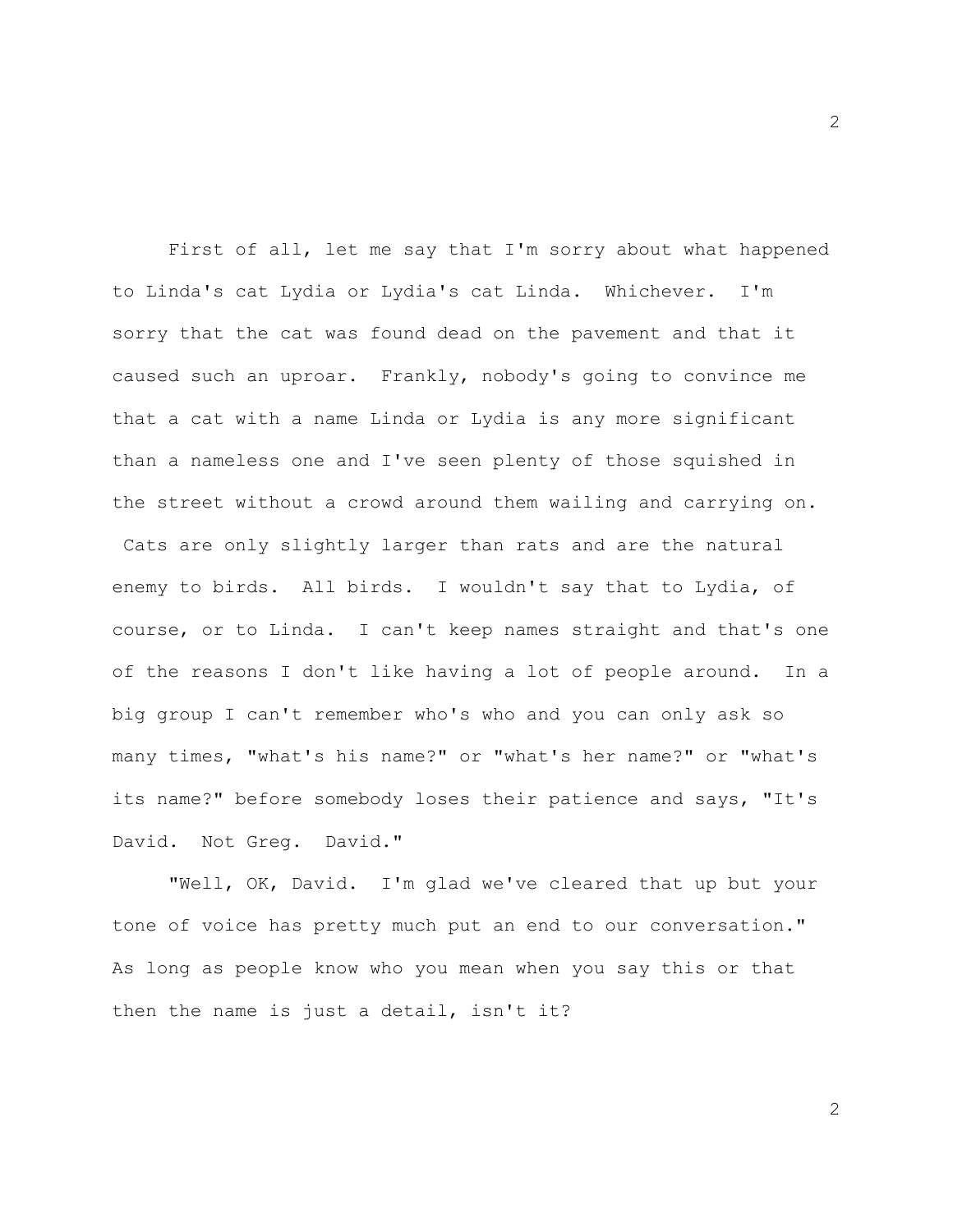First of all, let me say that I'm sorry about what happened to Linda's cat Lydia or Lydia's cat Linda. Whichever. I'm sorry that the cat was found dead on the pavement and that it caused such an uproar. Frankly, nobody's going to convince me that a cat with a name Linda or Lydia is any more significant than a nameless one and I've seen plenty of those squished in the street without a crowd around them wailing and carrying on. Cats are only slightly larger than rats and are the natural enemy to birds. All birds. I wouldn't say that to Lydia, of course, or to Linda. I can't keep names straight and that's one of the reasons I don't like having a lot of people around. In a big group I can't remember who's who and you can only ask so many times, "what's his name?" or "what's her name?" or "what's its name?" before somebody loses their patience and says, "It's David. Not Greg. David."

"Well, OK, David. I'm glad we've cleared that up but your tone of voice has pretty much put an end to our conversation." As long as people know who you mean when you say this or that then the name is just a detail, isn't it?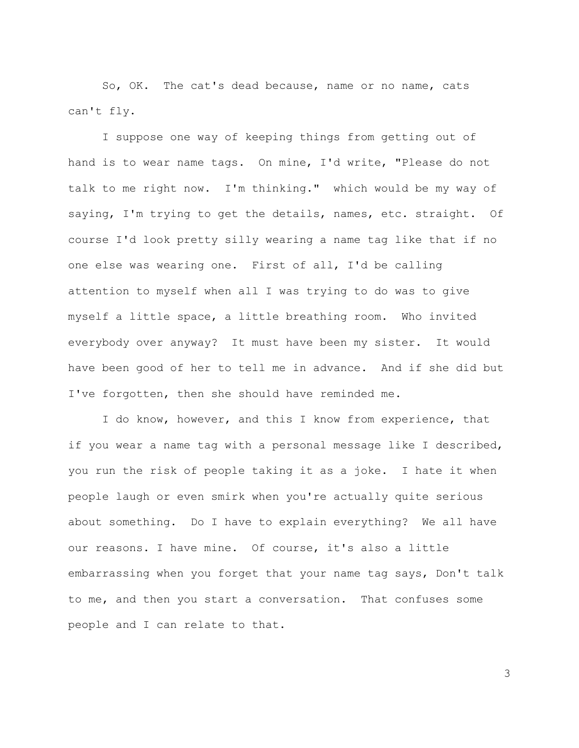So, OK. The cat's dead because, name or no name, cats can't fly.

I suppose one way of keeping things from getting out of hand is to wear name tags. On mine, I'd write, "Please do not talk to me right now. I'm thinking." which would be my way of saying, I'm trying to get the details, names, etc. straight. Of course I'd look pretty silly wearing a name tag like that if no one else was wearing one. First of all, I'd be calling attention to myself when all I was trying to do was to give myself a little space, a little breathing room. Who invited everybody over anyway? It must have been my sister. It would have been good of her to tell me in advance. And if she did but I've forgotten, then she should have reminded me.

I do know, however, and this I know from experience, that if you wear a name tag with a personal message like I described, you run the risk of people taking it as a joke. I hate it when people laugh or even smirk when you're actually quite serious about something. Do I have to explain everything? We all have our reasons. I have mine. Of course, it's also a little embarrassing when you forget that your name tag says, Don't talk to me, and then you start a conversation. That confuses some people and I can relate to that.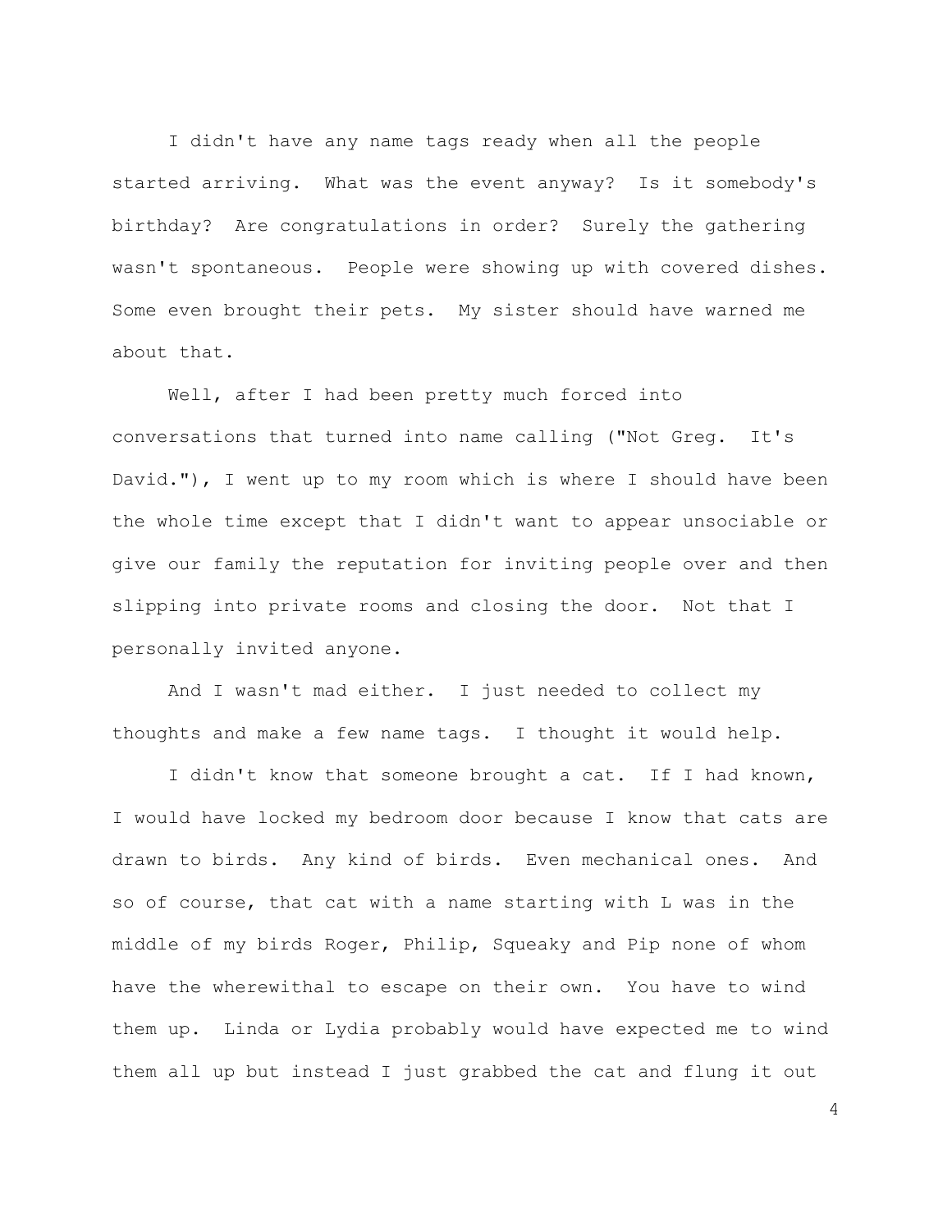I didn't have any name tags ready when all the people started arriving. What was the event anyway? Is it somebody's birthday? Are congratulations in order? Surely the gathering wasn't spontaneous. People were showing up with covered dishes. Some even brought their pets. My sister should have warned me about that.

Well, after I had been pretty much forced into conversations that turned into name calling ("Not Greg. It's David."), I went up to my room which is where I should have been the whole time except that I didn't want to appear unsociable or give our family the reputation for inviting people over and then slipping into private rooms and closing the door. Not that I personally invited anyone.

And I wasn't mad either. I just needed to collect my thoughts and make a few name tags. I thought it would help.

I didn't know that someone brought a cat. If I had known, I would have locked my bedroom door because I know that cats are drawn to birds. Any kind of birds. Even mechanical ones. And so of course, that cat with a name starting with L was in the middle of my birds Roger, Philip, Squeaky and Pip none of whom have the wherewithal to escape on their own. You have to wind them up. Linda or Lydia probably would have expected me to wind them all up but instead I just grabbed the cat and flung it out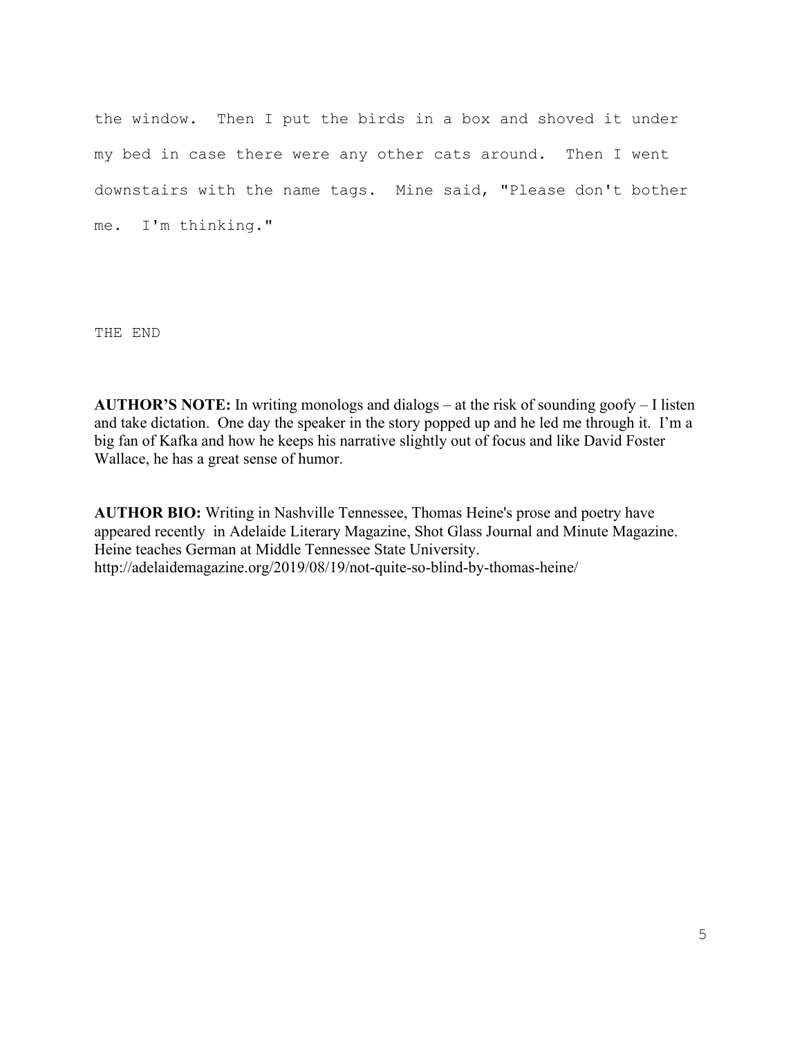the window. Then I put the birds in a box and shoved it under my bed in case there were any other cats around. Then I went downstairs with the name tags. Mine said, "Please don't bother me. I'm thinking."

THE END

**AUTHOR'S NOTE:** In writing monologs and dialogs – at the risk of sounding goofy – I listen and take dictation. One day the speaker in the story popped up and he led me through it. I'm a big fan of Kafka and how he keeps his narrative slightly out of focus and like David Foster Wallace, he has a great sense of humor.

**AUTHOR BIO:** Writing in Nashville Tennessee, Thomas Heine's prose and poetry have appeared recently in Adelaide Literary Magazine, Shot Glass Journal and Minute Magazine. Heine teaches German at Middle Tennessee State University.
http://adelaidemagazine.org/2019/08/19/not-quite-so-blind-by-thomas-heine/